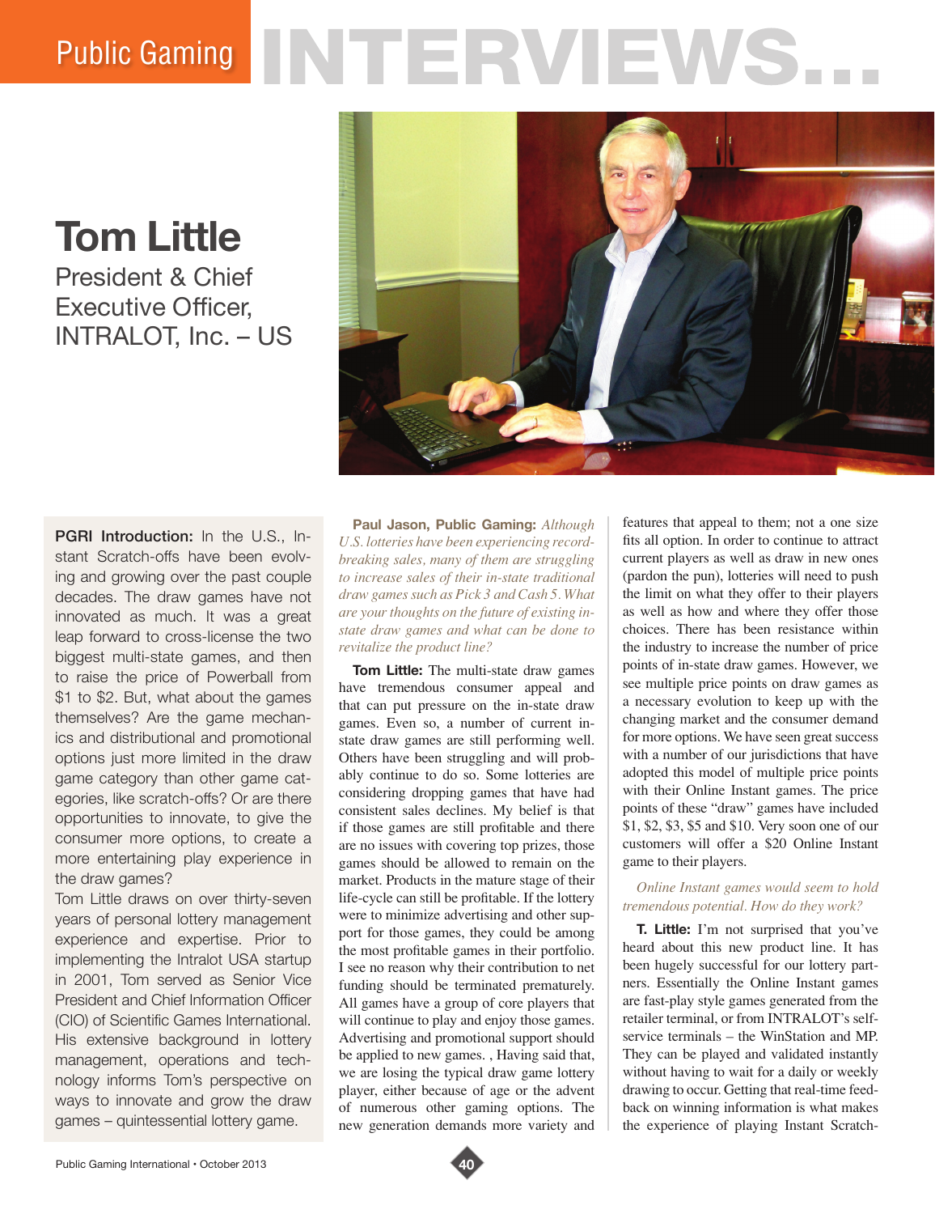# Public Gaming INTERVIEWS...

## Tom Little

President & Chief Executive Officer, INTRALOT, Inc. – US

**PGRI Introduction:** In the U.S., Instant Scratch-offs have been evolving and growing over the past couple decades. The draw games have not innovated as much. It was a great leap forward to cross-license the two biggest multi-state games, and then to raise the price of Powerball from $1 to $2. But, what about the games themselves? Are the game mechanics and distributional and promotional options just more limited in the draw game category than other game categories, like scratch-offs? Or are there opportunities to innovate, to give the consumer more options, to create a more entertaining play experience in the draw games?

Tom Little draws on over thirty-seven years of personal lottery management experience and expertise. Prior to implementing the Intralot USA startup in 2001, Tom served as Senior Vice President and Chief Information Officer (CIO) of Scientific Games International. His extensive background in lottery management, operations and technology informs Tom's perspective on ways to innovate and grow the draw games – quintessential lottery game.

**Paul Jason, Public Gaming:** *Although U.S. lotteries have been experiencing record-breaking sales, many of them are struggling to increase sales of their in-state traditional draw games such as Pick 3 and Cash 5. What are your thoughts on the future of existing in-state draw games and what can be done to revitalize the product line?*

**Tom Little:** The multi-state draw games have tremendous consumer appeal and that can put pressure on the in-state draw games. Even so, a number of current in-state draw games are still performing well. Others have been struggling and will probably continue to do so. Some lotteries are considering dropping games that have had consistent sales declines. My belief is that if those games are still profitable and there are no issues with covering top prizes, those games should be allowed to remain on the market. Products in the mature stage of their life-cycle can still be profitable. If the lottery were to minimize advertising and other support for those games, they could be among the most profitable games in their portfolio. I see no reason why their contribution to net funding should be terminated prematurely. All games have a group of core players that will continue to play and enjoy those games. Advertising and promotional support should be applied to new games. , Having said that, we are losing the typical draw game lottery player, either because of age or the advent of numerous other gaming options. The new generation demands more variety and features that appeal to them; not a one size fits all option. In order to continue to attract current players as well as draw in new ones (pardon the pun), lotteries will need to push the limit on what they offer to their players as well as how and where they offer those choices. There has been resistance within the industry to increase the number of price points of in-state draw games. However, we see multiple price points on draw games as a necessary evolution to keep up with the changing market and the consumer demand for more options. We have seen great success with a number of our jurisdictions that have adopted this model of multiple price points with their Online Instant games. The price points of these "draw" games have included $1, $2, $3, $5 and $10. Very soon one of our customers will offer a $20 Online Instant game to their players.

*Online Instant games would seem to hold tremendous potential. How do they work?*

**T. Little:** I'm not surprised that you've heard about this new product line. It has been hugely successful for our lottery partners. Essentially the Online Instant games are fast-play style games generated from the retailer terminal, or from INTRALOT's self-service terminals – the WinStation and MP. They can be played and validated instantly without having to wait for a daily or weekly drawing to occur. Getting that real-time feedback on winning information is what makes the experience of playing Instant Scratch-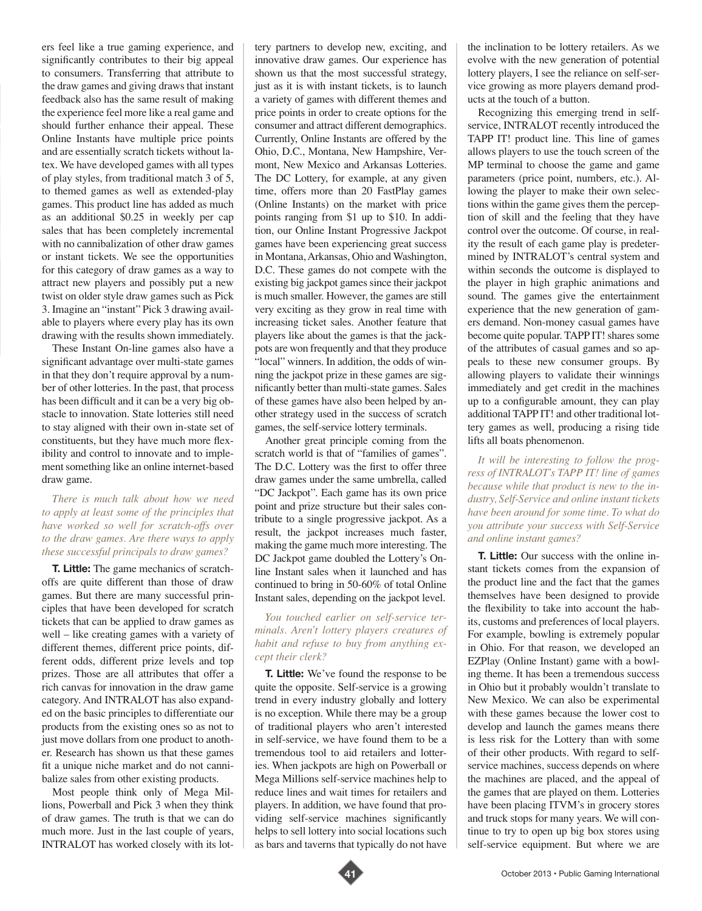ers feel like a true gaming experience, and significantly contributes to their big appeal to consumers. Transferring that attribute to the draw games and giving draws that instant feedback also has the same result of making the experience feel more like a real game and should further enhance their appeal. These Online Instants have multiple price points and are essentially scratch tickets without latex. We have developed games with all types of play styles, from traditional match 3 of 5, to themed games as well as extended-play games. This product line has added as much as an additional $0.25 in weekly per cap sales that has been completely incremental with no cannibalization of other draw games or instant tickets. We see the opportunities for this category of draw games as a way to attract new players and possibly put a new twist on older style draw games such as Pick 3. Imagine an "instant" Pick 3 drawing available to players where every play has its own drawing with the results shown immediately.

These Instant On-line games also have a significant advantage over multi-state games in that they don't require approval by a number of other lotteries. In the past, that process has been difficult and it can be a very big obstacle to innovation. State lotteries still need to stay aligned with their own in-state set of constituents, but they have much more flexibility and control to innovate and to implement something like an online internet-based draw game.

*There is much talk about how we need to apply at least some of the principles that have worked so well for scratch-offs over to the draw games. Are there ways to apply these successful principals to draw games?*

**T. Little:** The game mechanics of scratch-offs are quite different than those of draw games. But there are many successful principles that have been developed for scratch tickets that can be applied to draw games as well – like creating games with a variety of different themes, different price points, different odds, different prize levels and top prizes. Those are all attributes that offer a rich canvas for innovation in the draw game category. And INTRALOT has also expanded on the basic principles to differentiate our products from the existing ones so as not to just move dollars from one product to another. Research has shown us that these games fit a unique niche market and do not cannibalize sales from other existing products.

Most people think only of Mega Millions, Powerball and Pick 3 when they think of draw games. The truth is that we can do much more. Just in the last couple of years, INTRALOT has worked closely with its lottery partners to develop new, exciting, and innovative draw games. Our experience has shown us that the most successful strategy, just as it is with instant tickets, is to launch a variety of games with different themes and price points in order to create options for the consumer and attract different demographics. Currently, Online Instants are offered by the Ohio, D.C., Montana, New Hampshire, Vermont, New Mexico and Arkansas Lotteries. The DC Lottery, for example, at any given time, offers more than 20 FastPlay games (Online Instants) on the market with price points ranging from $1 up to $10. In addition, our Online Instant Progressive Jackpot games have been experiencing great success in Montana, Arkansas, Ohio and Washington, D.C. These games do not compete with the existing big jackpot games since their jackpot is much smaller. However, the games are still very exciting as they grow in real time with increasing ticket sales. Another feature that players like about the games is that the jackpots are won frequently and that they produce "local" winners. In addition, the odds of winning the jackpot prize in these games are significantly better than multi-state games. Sales of these games have also been helped by another strategy used in the success of scratch games, the self-service lottery terminals.

Another great principle coming from the scratch world is that of "families of games". The D.C. Lottery was the first to offer three draw games under the same umbrella, called "DC Jackpot". Each game has its own price point and prize structure but their sales contribute to a single progressive jackpot. As a result, the jackpot increases much faster, making the game much more interesting. The DC Jackpot game doubled the Lottery's Online Instant sales when it launched and has continued to bring in 50-60% of total Online Instant sales, depending on the jackpot level.

*You touched earlier on self-service terminals. Aren't lottery players creatures of habit and refuse to buy from anything except their clerk?*

**T. Little:** We've found the response to be quite the opposite. Self-service is a growing trend in every industry globally and lottery is no exception. While there may be a group of traditional players who aren't interested in self-service, we have found them to be a tremendous tool to aid retailers and lotteries. When jackpots are high on Powerball or Mega Millions self-service machines help to reduce lines and wait times for retailers and players. In addition, we have found that providing self-service machines significantly helps to sell lottery into social locations such as bars and taverns that typically do not have the inclination to be lottery retailers. As we evolve with the new generation of potential lottery players, I see the reliance on self-service growing as more players demand products at the touch of a button.

Recognizing this emerging trend in self-service, INTRALOT recently introduced the TAPP IT! product line. This line of games allows players to use the touch screen of the MP terminal to choose the game and game parameters (price point, numbers, etc.). Allowing the player to make their own selections within the game gives them the perception of skill and the feeling that they have control over the outcome. Of course, in reality the result of each game play is predetermined by INTRALOT's central system and within seconds the outcome is displayed to the player in high graphic animations and sound. The games give the entertainment experience that the new generation of gamers demand. Non-money casual games have become quite popular. TAPP IT! shares some of the attributes of casual games and so appeals to these new consumer groups. By allowing players to validate their winnings immediately and get credit in the machines up to a configurable amount, they can play additional TAPP IT! and other traditional lottery games as well, producing a rising tide lifts all boats phenomenon.

*It will be interesting to follow the progress of INTRALOT's TAPP IT! line of games because while that product is new to the industry, Self-Service and online instant tickets have been around for some time. To what do you attribute your success with Self-Service and online instant games?*

**T. Little:** Our success with the online instant tickets comes from the expansion of the product line and the fact that the games themselves have been designed to provide the flexibility to take into account the habits, customs and preferences of local players. For example, bowling is extremely popular in Ohio. For that reason, we developed an EZPlay (Online Instant) game with a bowling theme. It has been a tremendous success in Ohio but it probably wouldn't translate to New Mexico. We can also be experimental with these games because the lower cost to develop and launch the games means there is less risk for the Lottery than with some of their other products. With regard to self-service machines, success depends on where the machines are placed, and the appeal of the games that are played on them. Lotteries have been placing ITVM's in grocery stores and truck stops for many years. We will continue to try to open up big box stores using self-service equipment. But where we are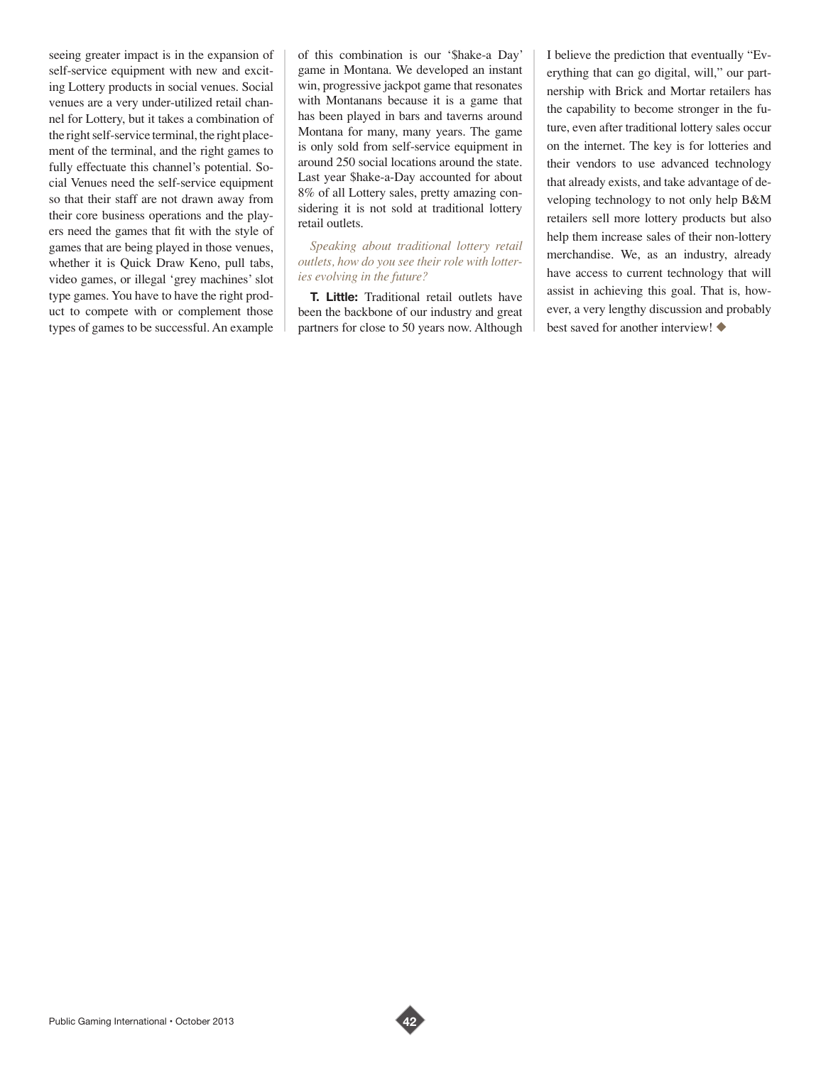seeing greater impact is in the expansion of self-service equipment with new and exciting Lottery products in social venues. Social venues are a very under-utilized retail channel for Lottery, but it takes a combination of the right self-service terminal, the right placement of the terminal, and the right games to fully effectuate this channel's potential. Social Venues need the self-service equipment so that their staff are not drawn away from their core business operations and the players need the games that fit with the style of games that are being played in those venues, whether it is Quick Draw Keno, pull tabs, video games, or illegal 'grey machines' slot type games. You have to have the right product to compete with or complement those types of games to be successful. An example of this combination is our '$hake-a Day' game in Montana. We developed an instant win, progressive jackpot game that resonates with Montanans because it is a game that has been played in bars and taverns around Montana for many, many years. The game is only sold from self-service equipment in around 250 social locations around the state. Last year $hake-a-Day accounted for about 8% of all Lottery sales, pretty amazing considering it is not sold at traditional lottery retail outlets.

*Speaking about traditional lottery retail outlets, how do you see their role with lotteries evolving in the future?*

**T. Little:** Traditional retail outlets have been the backbone of our industry and great partners for close to 50 years now. Although I believe the prediction that eventually "Everything that can go digital, will," our partnership with Brick and Mortar retailers has the capability to become stronger in the future, even after traditional lottery sales occur on the internet. The key is for lotteries and their vendors to use advanced technology that already exists, and take advantage of developing technology to not only help B&M retailers sell more lottery products but also help them increase sales of their non-lottery merchandise. We, as an industry, already have access to current technology that will assist in achieving this goal. That is, however, a very lengthy discussion and probably best saved for another interview! ◆